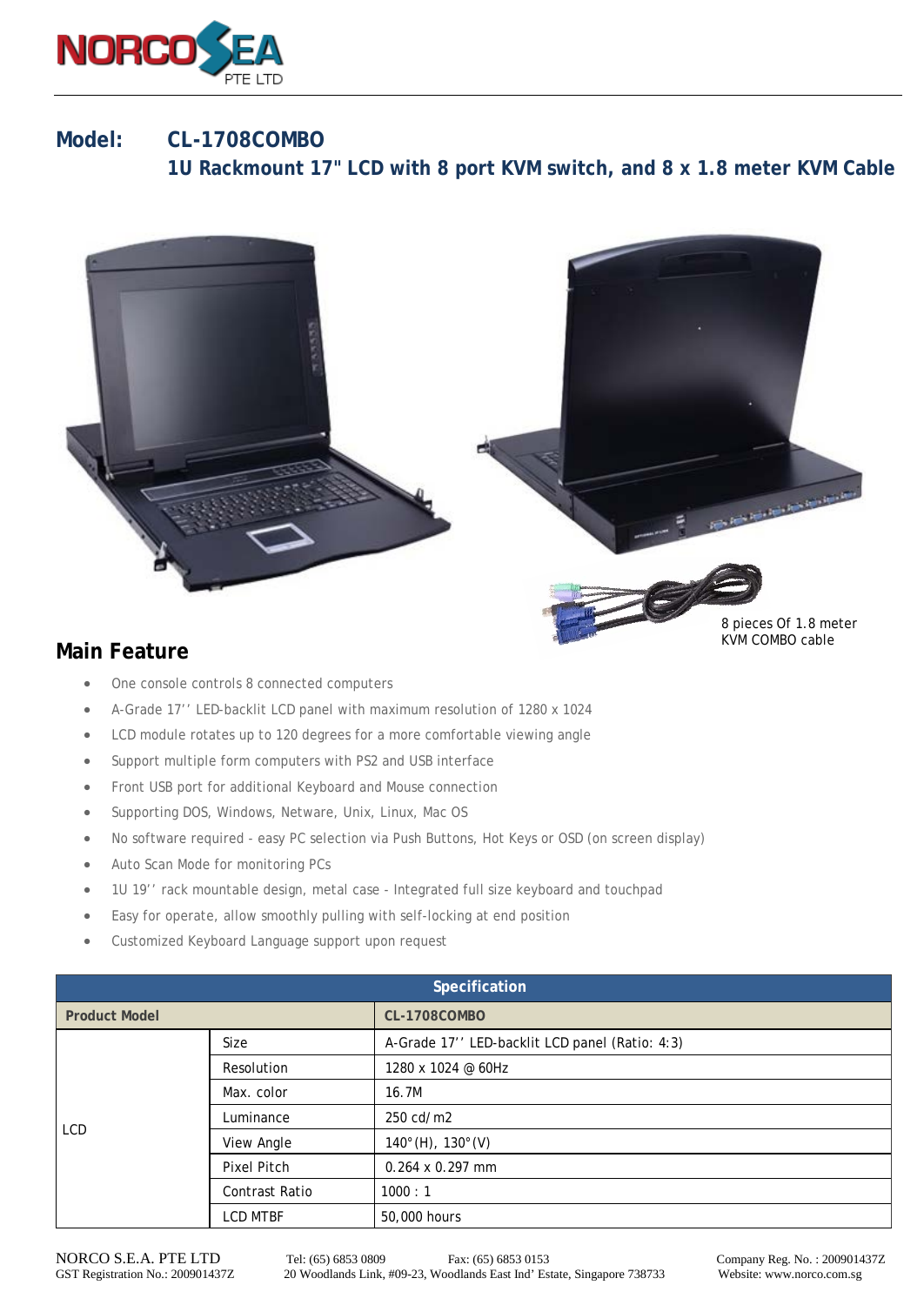# Model: CL-1708COMBO

## 1U Rackmount 17" LCD with 8 port KVM switch, and 8 x 1.8 meter KVM Cable

8 pieces Of 1.8 meter KVM COMBO cable

## Main Feature

- One console controls 8 connected computers
- A-Grade 17'' LED-backlit LCD panel with maximum resolution of 1280 x 1024
- LCD module rotates up to 120 degrees for a more comfortable viewing angle
- Support multiple form computers with PS2 and USB interface
- Front USB port for additional Keyboard and Mouse connection
- Supporting DOS, Windows, Netware, Unix, Linux, Mac OS
- No software required - easy PC selection via Push Buttons, Hot Keys or OSD (on screen display)
- Auto Scan Mode for monitoring PCs
- 1U 19'' rack mountable design, metal case - Integrated full size keyboard and touchpad
- Easy for operate, allow smoothly pulling with self-locking at end position
- Customized Keyboard Language support upon request

| Specification | | |
|---|---|---|
| **Product Model** | | **CL-1708COMBO** |
| LCD | Size | A-Grade 17'' LED-backlit LCD panel (Ratio: 4:3) |
| | Resolution | 1280 x 1024 @ 60Hz |
| | Max. color | 16.7M |
| | Luminance | 250 cd/m2 |
| | View Angle | 140°(H), 130°(V) |
| | Pixel Pitch | 0.264 x 0.297 mm |
| | Contrast Ratio | 1000 : 1 |
| | LCD MTBF | 50,000 hours |

NORCO S.E.A. PTE LTD Tel: (65) 6853 0809 Fax: (65) 6853 0153 Company Reg. No. : 200901437Z
GST Registration No.: 200901437Z 20 Woodlands Link, #09-23, Woodlands East Ind' Estate, Singapore 738733 Website: www.norco.com.sg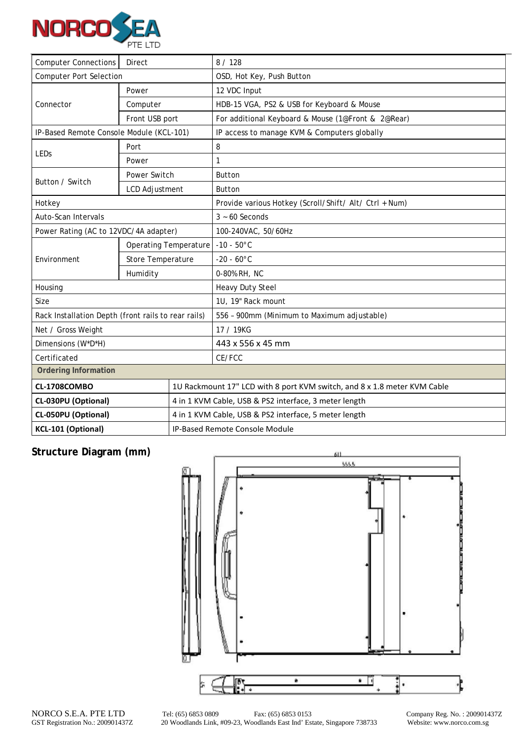| | | |
|---|---|---|
| Computer Connections | Direct | 8 / 128 |
| Computer Port Selection | | OSD, Hot Key, Push Button |
| Connector | Power | 12 VDC Input |
| | Computer | HDB-15 VGA, PS2 & USB for Keyboard & Mouse |
| | Front USB port | For additional Keyboard & Mouse (1@Front & 2@Rear) |
| IP-Based Remote Console Module (KCL-101) | | IP access to manage KVM & Computers globally |
| LEDs | Port | 8 |
| | Power | 1 |
| Button / Switch | Power Switch | Button |
| | LCD Adjustment | Button |
| Hotkey | | Provide various Hotkey (Scroll/Shift/ Alt/ Ctrl + Num) |
| Auto-Scan Intervals | | 3 ~ 60 Seconds |
| Power Rating (AC to 12VDC/4A adapter) | | 100-240VAC, 50/60Hz |
| Environment | Operating Temperature | -10 - 50°C |
| | Store Temperature | -20 - 60°C |
| | Humidity | 0-80%RH, NC |
| Housing | | Heavy Duty Steel |
| Size | | 1U, 19" Rack mount |
| Rack Installation Depth (front rails to rear rails) | | 556 – 900mm (Minimum to Maximum adjustable) |
| Net / Gross Weight | | 17 / 19KG |
| Dimensions (W*D*H) | | 443 x 556 x 45 mm |
| Certificated | | CE/FCC |

**Ordering Information**

| | |
|---|---|
| **CL-1708COMBO** | 1U Rackmount 17" LCD with 8 port KVM switch, and 8 x 1.8 meter KVM Cable |
| **CL-030PU (Optional)** | 4 in 1 KVM Cable, USB & PS2 interface, 3 meter length |
| **CL-050PU (Optional)** | 4 in 1 KVM Cable, USB & PS2 interface, 5 meter length |
| **KCL-101 (Optional)** | IP-Based Remote Console Module |

## Structure Diagram (mm)

611

555.5

NORCO S.E.A. PTE LTD Tel: (65) 6853 0809 Fax: (65) 6853 0153 Company Reg. No. : 200901437Z
GST Registration No.: 200901437Z 20 Woodlands Link, #09-23, Woodlands East Ind' Estate, Singapore 738733 Website: www.norco.com.sg